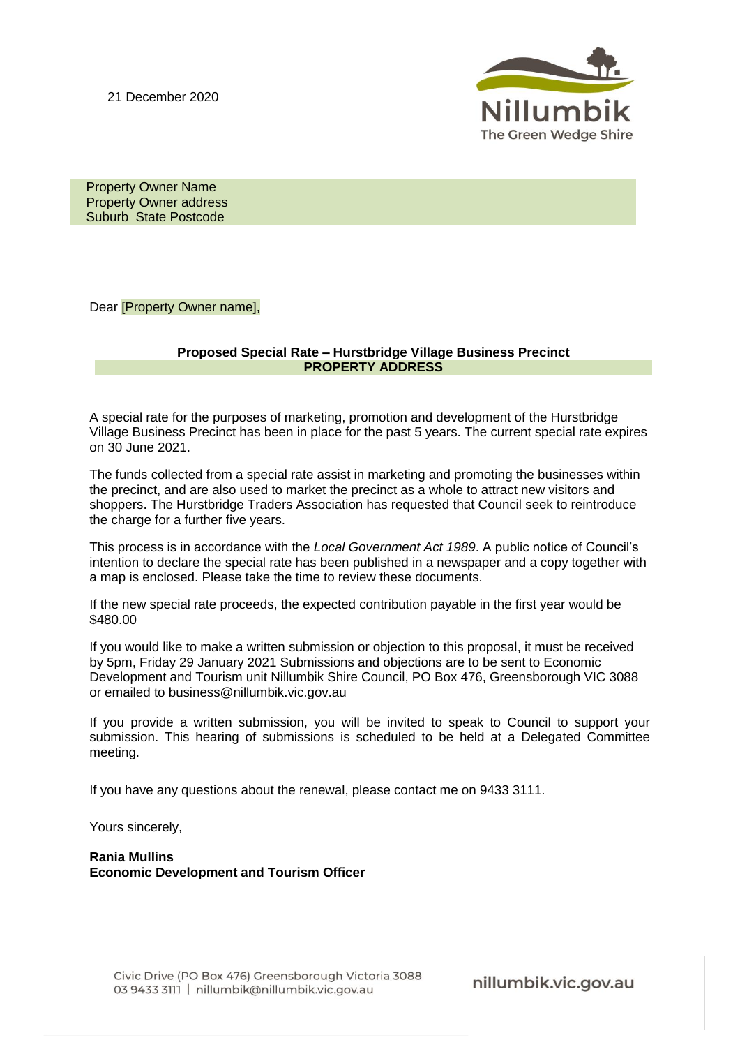21 December 2020

Nillumbik
The Green Wedge Shire

Property Owner Name
Property Owner address
Suburb State Postcode

Dear [Property Owner name],

**Proposed Special Rate – Hurstbridge Village Business Precinct**
**PROPERTY ADDRESS**

A special rate for the purposes of marketing, promotion and development of the Hurstbridge Village Business Precinct has been in place for the past 5 years. The current special rate expires on 30 June 2021.

The funds collected from a special rate assist in marketing and promoting the businesses within the precinct, and are also used to market the precinct as a whole to attract new visitors and shoppers. The Hurstbridge Traders Association has requested that Council seek to reintroduce the charge for a further five years.

This process is in accordance with the *Local Government Act 1989*. A public notice of Council's intention to declare the special rate has been published in a newspaper and a copy together with a map is enclosed. Please take the time to review these documents.

If the new special rate proceeds, the expected contribution payable in the first year would be $480.00

If you would like to make a written submission or objection to this proposal, it must be received by 5pm, Friday 29 January 2021 Submissions and objections are to be sent to Economic Development and Tourism unit Nillumbik Shire Council, PO Box 476, Greensborough VIC 3088 or emailed to business@nillumbik.vic.gov.au

If you provide a written submission, you will be invited to speak to Council to support your submission. This hearing of submissions is scheduled to be held at a Delegated Committee meeting.

If you have any questions about the renewal, please contact me on 9433 3111.

Yours sincerely,

**Rania Mullins**
**Economic Development and Tourism Officer**

Civic Drive (PO Box 476) Greensborough Victoria 3088
03 9433 3111 | nillumbik@nillumbik.vic.gov.au

nillumbik.vic.gov.au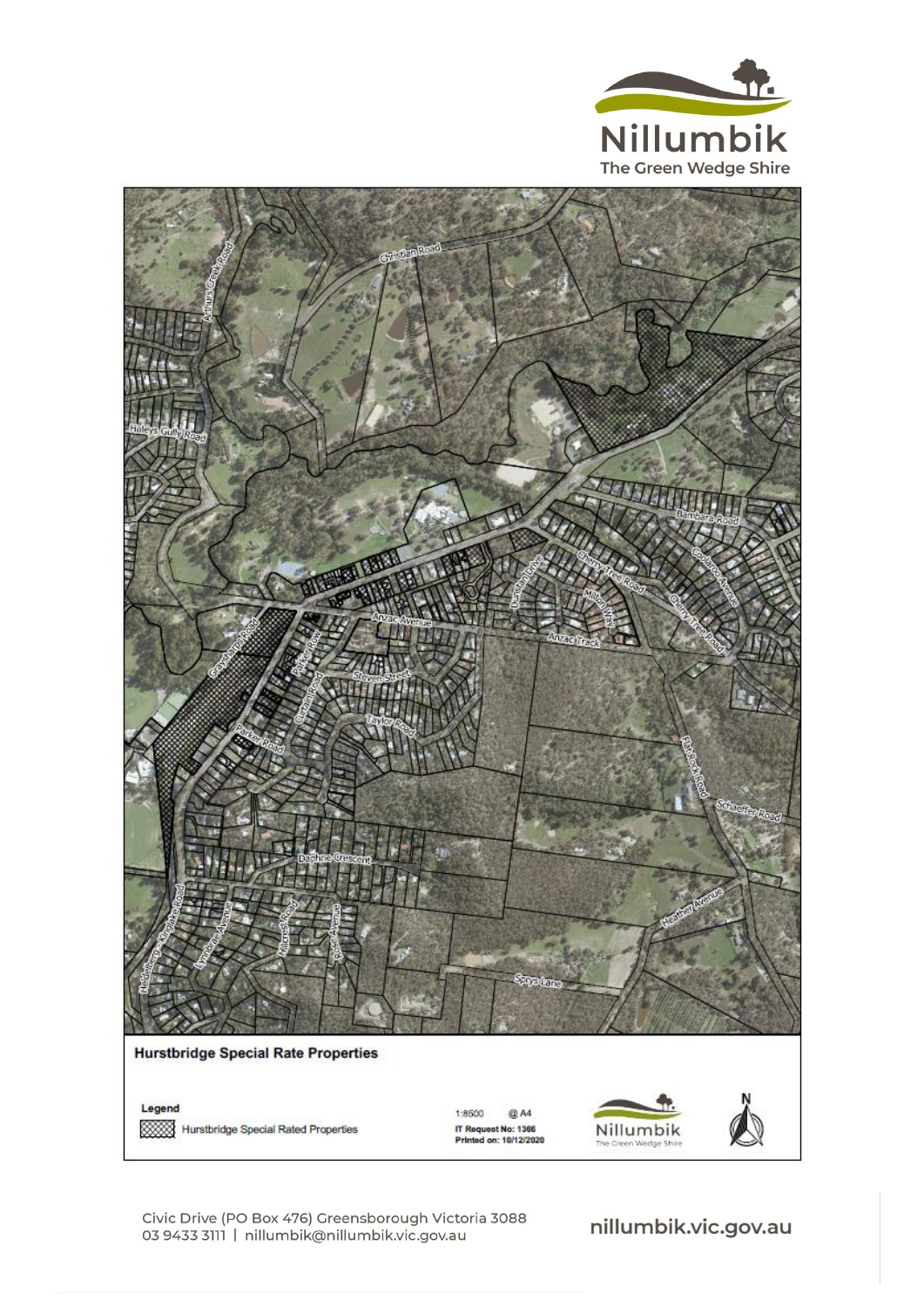**Hurstbridge Special Rate Properties**

**Legend**

Hurstbridge Special Rated Properties

1:8500 @ A4

IT Request No: 1366

Printed on: 10/12/2020

Civic Drive (PO Box 476) Greensborough Victoria 3088

03 9433 3111 | nillumbik@nillumbik.vic.gov.au

nillumbik.vic.gov.au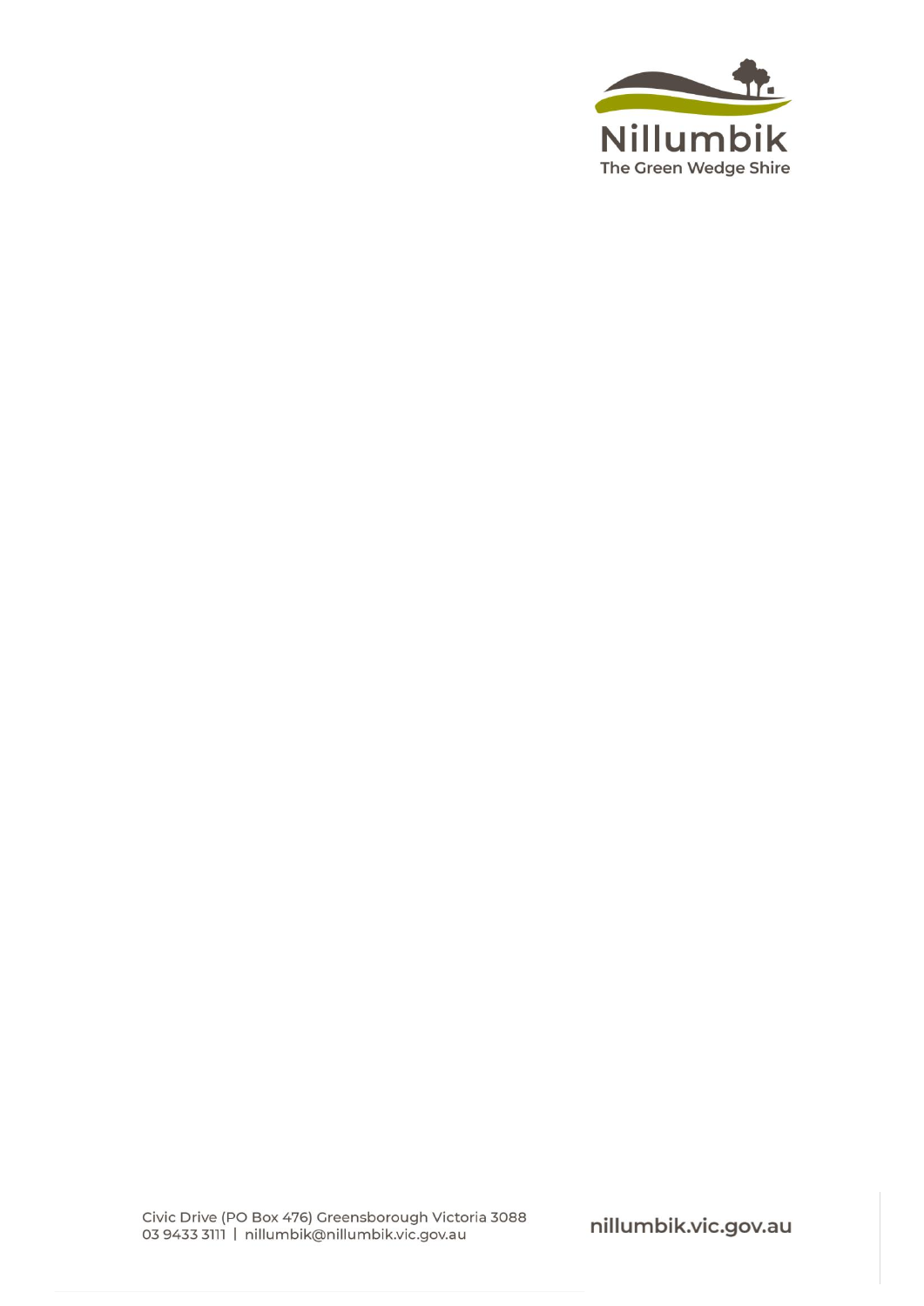Nillumbik

The Green Wedge Shire

Civic Drive (PO Box 476) Greensborough Victoria 3088
03 9433 3111 | nillumbik@nillumbik.vic.gov.au

nillumbik.vic.gov.au